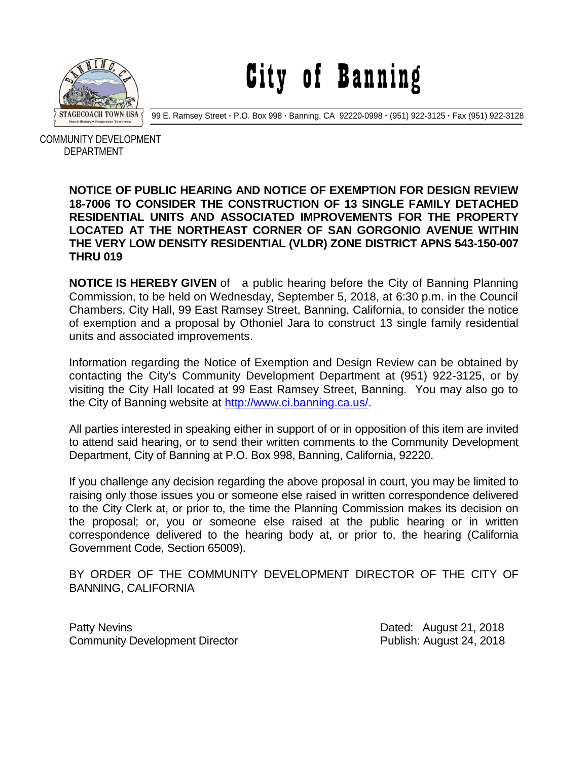# City of Banning

99 E. Ramsey Street · P.O. Box 998 · Banning, CA 92220-0998 · (951) 922-3125 · Fax (951) 922-3128

COMMUNITY DEVELOPMENT DEPARTMENT

**NOTICE OF PUBLIC HEARING AND NOTICE OF EXEMPTION FOR DESIGN REVIEW 18-7006 TO CONSIDER THE CONSTRUCTION OF 13 SINGLE FAMILY DETACHED RESIDENTIAL UNITS AND ASSOCIATED IMPROVEMENTS FOR THE PROPERTY LOCATED AT THE NORTHEAST CORNER OF SAN GORGONIO AVENUE WITHIN THE VERY LOW DENSITY RESIDENTIAL (VLDR) ZONE DISTRICT APNS 543-150-007 THRU 019**

**NOTICE IS HEREBY GIVEN** of a public hearing before the City of Banning Planning Commission, to be held on Wednesday, September 5, 2018, at 6:30 p.m. in the Council Chambers, City Hall, 99 East Ramsey Street, Banning, California, to consider the notice of exemption and a proposal by Othoniel Jara to construct 13 single family residential units and associated improvements.

Information regarding the Notice of Exemption and Design Review can be obtained by contacting the City's Community Development Department at (951) 922-3125, or by visiting the City Hall located at 99 East Ramsey Street, Banning. You may also go to the City of Banning website at http://www.ci.banning.ca.us/.

All parties interested in speaking either in support of or in opposition of this item are invited to attend said hearing, or to send their written comments to the Community Development Department, City of Banning at P.O. Box 998, Banning, California, 92220.

If you challenge any decision regarding the above proposal in court, you may be limited to raising only those issues you or someone else raised in written correspondence delivered to the City Clerk at, or prior to, the time the Planning Commission makes its decision on the proposal; or, you or someone else raised at the public hearing or in written correspondence delivered to the hearing body at, or prior to, the hearing (California Government Code, Section 65009).

BY ORDER OF THE COMMUNITY DEVELOPMENT DIRECTOR OF THE CITY OF BANNING, CALIFORNIA

Patty Nevins
Community Development Director

Dated: August 21, 2018
Publish: August 24, 2018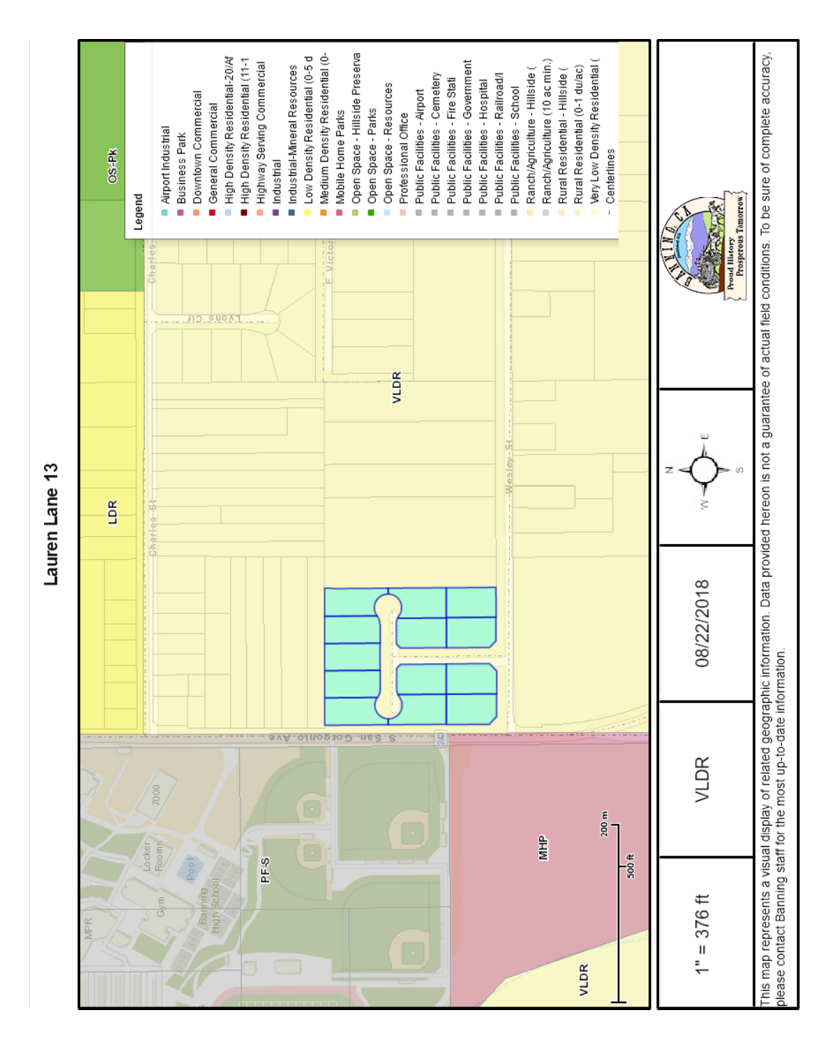# Lauren Lane 13

LDR

OS-Pk

VLDR

PF-S

MHP

VLDR

Charles St

Lyons Cir

E Victoria

Wesley St

S San Gorgonio Ave

243

MPR

Gym

Locker Rooms

Pool

Banning High School

7000

200 m

500 ft

**Legend**

- Airport Industrial
- Business Park
- Downtown Commercial
- General Commercial
- High Density Residential-20/Af
- High Density Residential (11-1
- Highway Serving Commercial
- Industrial
- Industrial-Mineral Resources
- Low Density Residential (0-5 d
- Medium Density Residential (0-
- Mobile Home Parks
- Open Space - Hillside Preserva
- Open Space - Parks
- Open Space - Resources
- Professional Office
- Public Facilities - Airport
- Public Facilities - Cemetery
- Public Facilities - Fire Stati
- Public Facilities - Government
- Public Facilities - Hospital
- Public Facilities - Railroad/I
- Public Facilities - School
- Ranch/Agriculture - Hillside (
- Ranch/Agriculture (10 ac min.)
- Rural Residential - Hillside (
- Rural Residential (0-1 du/ac)
- Very Low Density Residential (
- Centerlines

| 1" = 376 ft | VLDR | 08/22/2018 | N E S W | Banning CA — Proud History Prosperous Tomorrow |
|---|---|---|---|---|

This map represents a visual display of related geographic information. Data provided hereon is not a guarantee of actual field conditions. To be sure of complete accuracy, please contact Banning staff for the most up-to-date information.